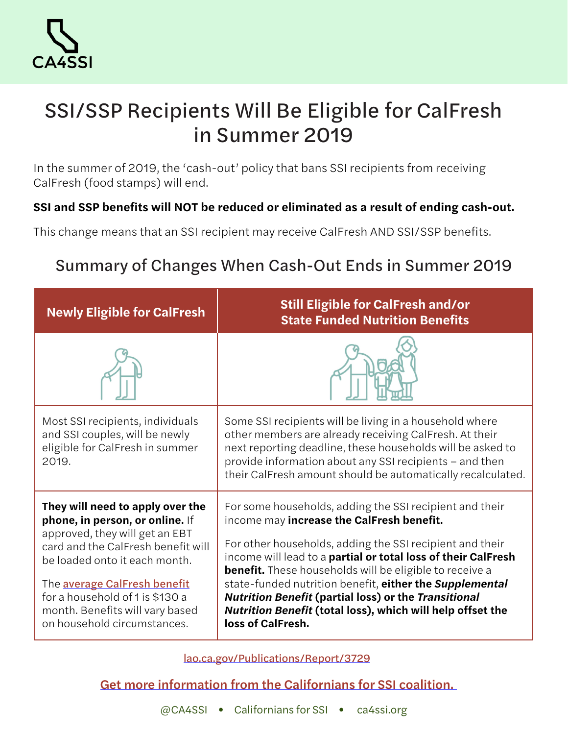CA4SSI

# SSI/SSP Recipients Will Be Eligible for CalFresh in Summer 2019

In the summer of 2019, the 'cash-out' policy that bans SSI recipients from receiving CalFresh (food stamps) will end.

**SSI and SSP benefits will NOT be reduced or eliminated as a result of ending cash-out.**

This change means that an SSI recipient may receive CalFresh AND SSI/SSP benefits.

## Summary of Changes When Cash-Out Ends in Summer 2019

| Newly Eligible for CalFresh | Still Eligible for CalFresh and/or State Funded Nutrition Benefits |
|---|---|
| Most SSI recipients, individuals and SSI couples, will be newly eligible for CalFresh in summer 2019. | Some SSI recipients will be living in a household where other members are already receiving CalFresh. At their next reporting deadline, these households will be asked to provide information about any SSI recipients – and then their CalFresh amount should be automatically recalculated. |
| **They will need to apply over the phone, in person, or online.** If approved, they will get an EBT card and the CalFresh benefit will be loaded onto it each month.<br><br>The average CalFresh benefit for a household of 1 is $130 a month. Benefits will vary based on household circumstances. | For some households, adding the SSI recipient and their income may **increase the CalFresh benefit.**<br><br>For other households, adding the SSI recipient and their income will lead to a **partial or total loss of their CalFresh benefit.** These households will be eligible to receive a state-funded nutrition benefit, **either the *Supplemental Nutrition Benefit* (partial loss) or the *Transitional Nutrition Benefit* (total loss), which will help offset the loss of CalFresh.** |

lao.ca.gov/Publications/Report/3729

**Get more information from the Californians for SSI coalition.**

@CA4SSI • Californians for SSI • ca4ssi.org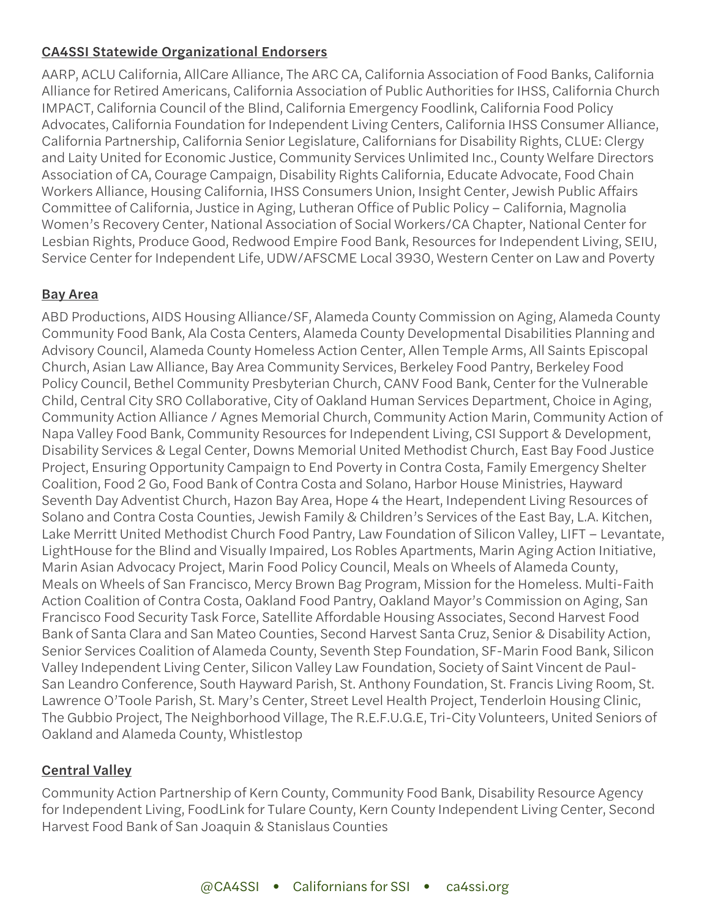**CA4SSI Statewide Organizational Endorsers**

AARP, ACLU California, AllCare Alliance, The ARC CA, California Association of Food Banks, California Alliance for Retired Americans, California Association of Public Authorities for IHSS, California Church IMPACT, California Council of the Blind, California Emergency Foodlink, California Food Policy Advocates, California Foundation for Independent Living Centers, California IHSS Consumer Alliance, California Partnership, California Senior Legislature, Californians for Disability Rights, CLUE: Clergy and Laity United for Economic Justice, Community Services Unlimited Inc., County Welfare Directors Association of CA, Courage Campaign, Disability Rights California, Educate Advocate, Food Chain Workers Alliance, Housing California, IHSS Consumers Union, Insight Center, Jewish Public Affairs Committee of California, Justice in Aging, Lutheran Office of Public Policy – California, Magnolia Women's Recovery Center, National Association of Social Workers/CA Chapter, National Center for Lesbian Rights, Produce Good, Redwood Empire Food Bank, Resources for Independent Living, SEIU, Service Center for Independent Life, UDW/AFSCME Local 3930, Western Center on Law and Poverty

**Bay Area**

ABD Productions, AIDS Housing Alliance/SF, Alameda County Commission on Aging, Alameda County Community Food Bank, Ala Costa Centers, Alameda County Developmental Disabilities Planning and Advisory Council, Alameda County Homeless Action Center, Allen Temple Arms, All Saints Episcopal Church, Asian Law Alliance, Bay Area Community Services, Berkeley Food Pantry, Berkeley Food Policy Council, Bethel Community Presbyterian Church, CANV Food Bank, Center for the Vulnerable Child, Central City SRO Collaborative, City of Oakland Human Services Department, Choice in Aging, Community Action Alliance / Agnes Memorial Church, Community Action Marin, Community Action of Napa Valley Food Bank, Community Resources for Independent Living, CSI Support & Development, Disability Services & Legal Center, Downs Memorial United Methodist Church, East Bay Food Justice Project, Ensuring Opportunity Campaign to End Poverty in Contra Costa, Family Emergency Shelter Coalition, Food 2 Go, Food Bank of Contra Costa and Solano, Harbor House Ministries, Hayward Seventh Day Adventist Church, Hazon Bay Area, Hope 4 the Heart, Independent Living Resources of Solano and Contra Costa Counties, Jewish Family & Children's Services of the East Bay, L.A. Kitchen, Lake Merritt United Methodist Church Food Pantry, Law Foundation of Silicon Valley, LIFT – Levantate, LightHouse for the Blind and Visually Impaired, Los Robles Apartments, Marin Aging Action Initiative, Marin Asian Advocacy Project, Marin Food Policy Council, Meals on Wheels of Alameda County, Meals on Wheels of San Francisco, Mercy Brown Bag Program, Mission for the Homeless. Multi-Faith Action Coalition of Contra Costa, Oakland Food Pantry, Oakland Mayor's Commission on Aging, San Francisco Food Security Task Force, Satellite Affordable Housing Associates, Second Harvest Food Bank of Santa Clara and San Mateo Counties, Second Harvest Santa Cruz, Senior & Disability Action, Senior Services Coalition of Alameda County, Seventh Step Foundation, SF-Marin Food Bank, Silicon Valley Independent Living Center, Silicon Valley Law Foundation, Society of Saint Vincent de Paul-San Leandro Conference, South Hayward Parish, St. Anthony Foundation, St. Francis Living Room, St. Lawrence O'Toole Parish, St. Mary's Center, Street Level Health Project, Tenderloin Housing Clinic, The Gubbio Project, The Neighborhood Village, The R.E.F.U.G.E, Tri-City Volunteers, United Seniors of Oakland and Alameda County, Whistlestop

**Central Valley**

Community Action Partnership of Kern County, Community Food Bank, Disability Resource Agency for Independent Living, FoodLink for Tulare County, Kern County Independent Living Center, Second Harvest Food Bank of San Joaquin & Stanislaus Counties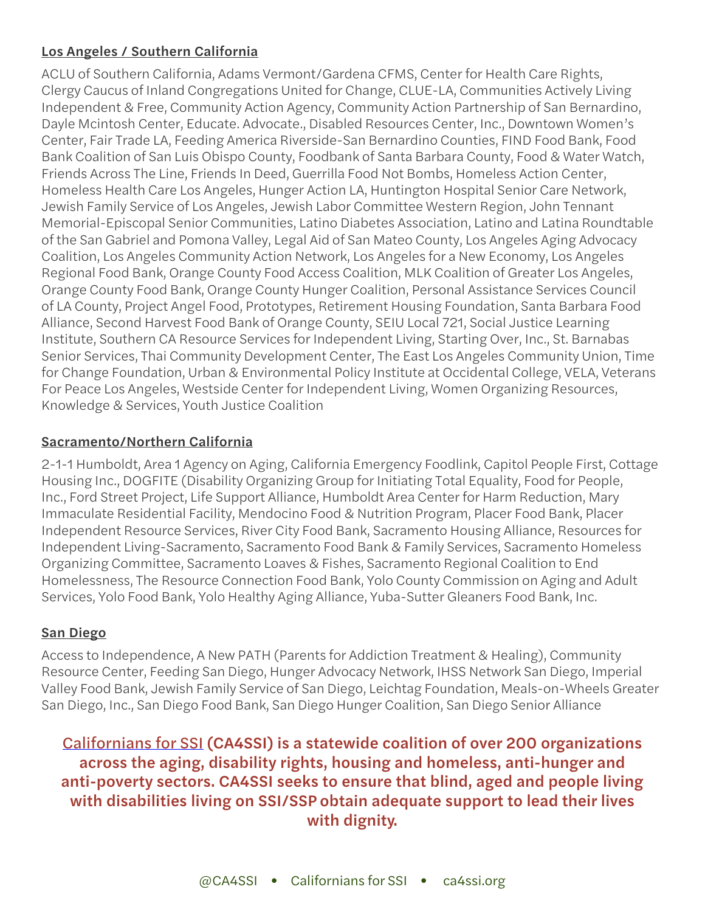**Los Angeles / Southern California**

ACLU of Southern California, Adams Vermont/Gardena CFMS, Center for Health Care Rights, Clergy Caucus of Inland Congregations United for Change, CLUE-LA, Communities Actively Living Independent & Free, Community Action Agency, Community Action Partnership of San Bernardino, Dayle Mcintosh Center, Educate. Advocate., Disabled Resources Center, Inc., Downtown Women's Center, Fair Trade LA, Feeding America Riverside-San Bernardino Counties, FIND Food Bank, Food Bank Coalition of San Luis Obispo County, Foodbank of Santa Barbara County, Food & Water Watch, Friends Across The Line, Friends In Deed, Guerrilla Food Not Bombs, Homeless Action Center, Homeless Health Care Los Angeles, Hunger Action LA, Huntington Hospital Senior Care Network, Jewish Family Service of Los Angeles, Jewish Labor Committee Western Region, John Tennant Memorial-Episcopal Senior Communities, Latino Diabetes Association, Latino and Latina Roundtable of the San Gabriel and Pomona Valley, Legal Aid of San Mateo County, Los Angeles Aging Advocacy Coalition, Los Angeles Community Action Network, Los Angeles for a New Economy, Los Angeles Regional Food Bank, Orange County Food Access Coalition, MLK Coalition of Greater Los Angeles, Orange County Food Bank, Orange County Hunger Coalition, Personal Assistance Services Council of LA County, Project Angel Food, Prototypes, Retirement Housing Foundation, Santa Barbara Food Alliance, Second Harvest Food Bank of Orange County, SEIU Local 721, Social Justice Learning Institute, Southern CA Resource Services for Independent Living, Starting Over, Inc., St. Barnabas Senior Services, Thai Community Development Center, The East Los Angeles Community Union, Time for Change Foundation, Urban & Environmental Policy Institute at Occidental College, VELA, Veterans For Peace Los Angeles, Westside Center for Independent Living, Women Organizing Resources, Knowledge & Services, Youth Justice Coalition

**Sacramento/Northern California**

2-1-1 Humboldt, Area 1 Agency on Aging, California Emergency Foodlink, Capitol People First, Cottage Housing Inc., DOGFITE (Disability Organizing Group for Initiating Total Equality, Food for People, Inc., Ford Street Project, Life Support Alliance, Humboldt Area Center for Harm Reduction, Mary Immaculate Residential Facility, Mendocino Food & Nutrition Program, Placer Food Bank, Placer Independent Resource Services, River City Food Bank, Sacramento Housing Alliance, Resources for Independent Living-Sacramento, Sacramento Food Bank & Family Services, Sacramento Homeless Organizing Committee, Sacramento Loaves & Fishes, Sacramento Regional Coalition to End Homelessness, The Resource Connection Food Bank, Yolo County Commission on Aging and Adult Services, Yolo Food Bank, Yolo Healthy Aging Alliance, Yuba-Sutter Gleaners Food Bank, Inc.

**San Diego**

Access to Independence, A New PATH (Parents for Addiction Treatment & Healing), Community Resource Center, Feeding San Diego, Hunger Advocacy Network, IHSS Network San Diego, Imperial Valley Food Bank, Jewish Family Service of San Diego, Leichtag Foundation, Meals-on-Wheels Greater San Diego, Inc., San Diego Food Bank, San Diego Hunger Coalition, San Diego Senior Alliance

**Californians for SSI (CA4SSI) is a statewide coalition of over 200 organizations across the aging, disability rights, housing and homeless, anti-hunger and anti-poverty sectors. CA4SSI seeks to ensure that blind, aged and people living with disabilities living on SSI/SSP obtain adequate support to lead their lives with dignity.**

@CA4SSI • Californians for SSI • ca4ssi.org